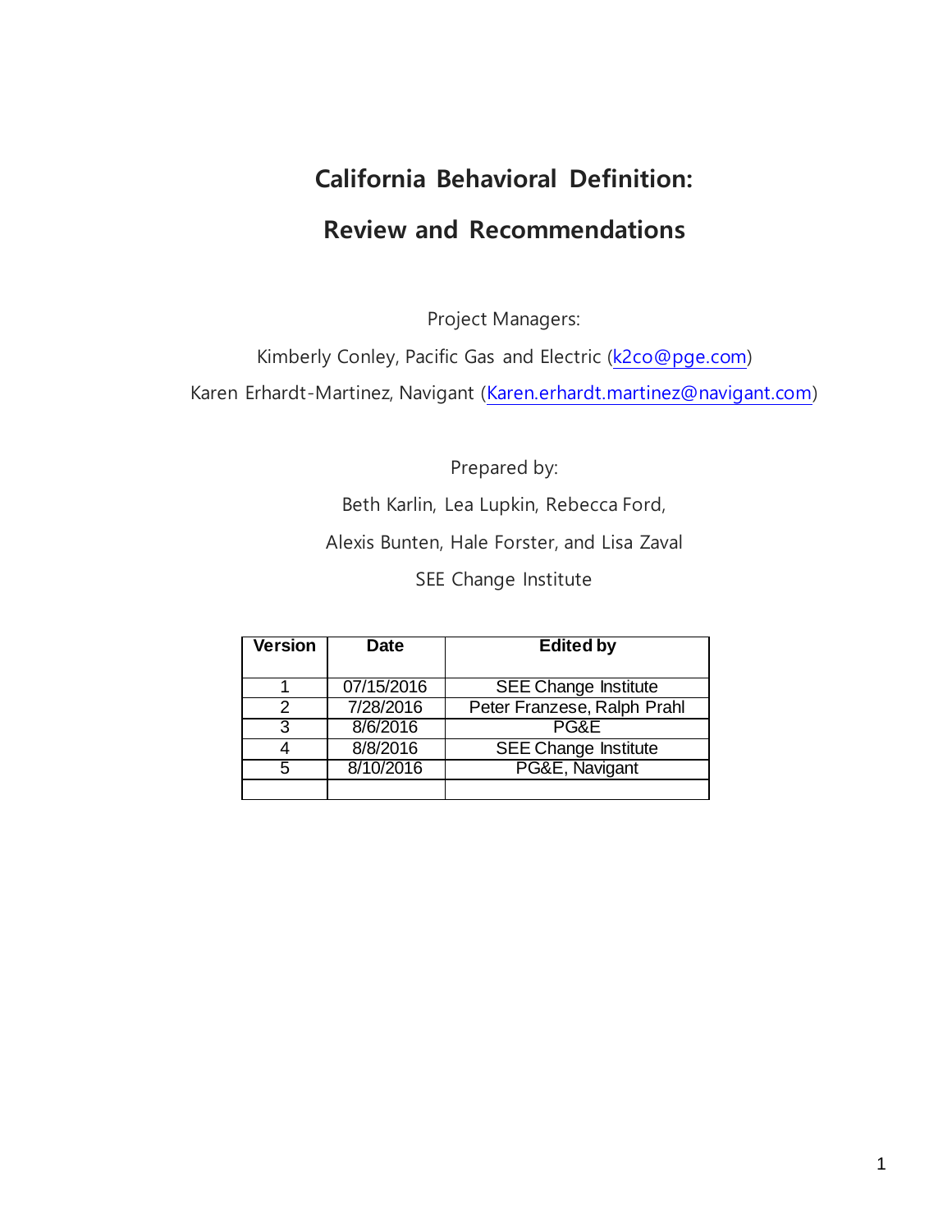# California Behavioral Definition:

# Review and Recommendations

Project Managers:

Kimberly Conley, Pacific Gas and Electric (k2co@pge.com)

Karen Erhardt-Martinez, Navigant (Karen.erhardt.martinez@navigant.com)

Prepared by:

Beth Karlin, Lea Lupkin, Rebecca Ford,

Alexis Bunten, Hale Forster, and Lisa Zaval

SEE Change Institute

| Version | Date | Edited by |
|---|---|---|
| 1 | 07/15/2016 | SEE Change Institute |
| 2 | 7/28/2016 | Peter Franzese, Ralph Prahl |
| 3 | 8/6/2016 | PG&E |
| 4 | 8/8/2016 | SEE Change Institute |
| 5 | 8/10/2016 | PG&E, Navigant |
| | | |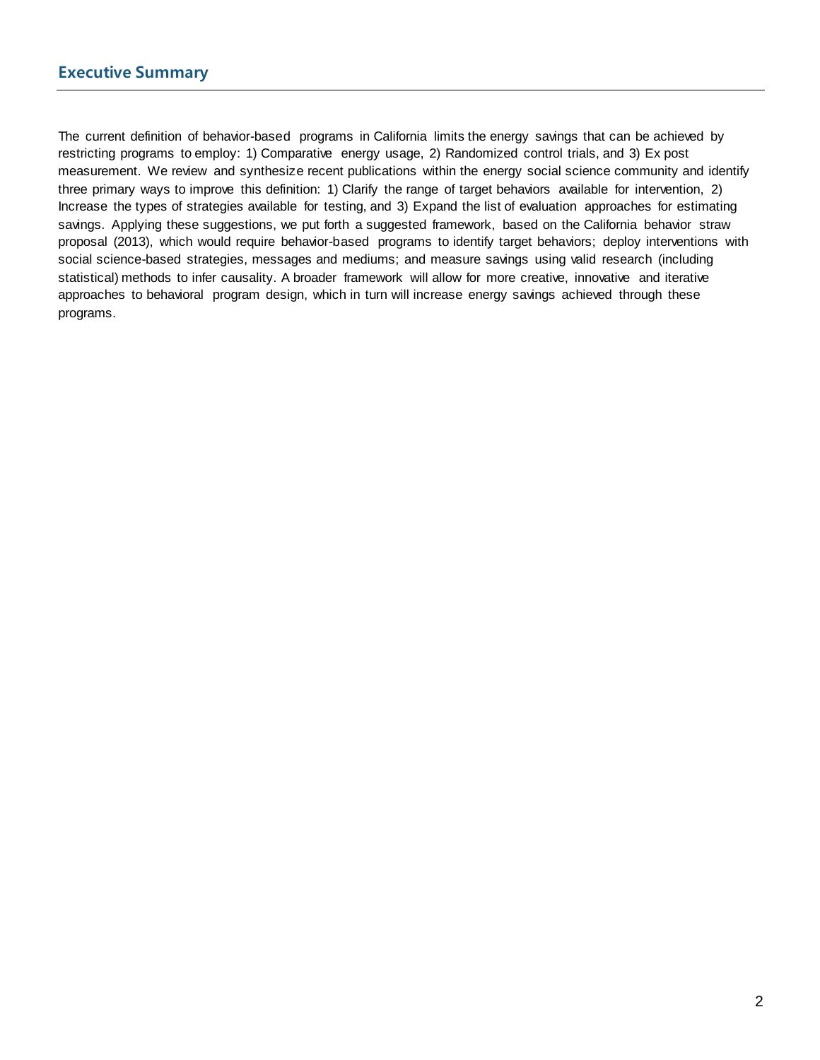## Executive Summary

The current definition of behavior-based programs in California limits the energy savings that can be achieved by restricting programs to employ: 1) Comparative energy usage, 2) Randomized control trials, and 3) Ex post measurement. We review and synthesize recent publications within the energy social science community and identify three primary ways to improve this definition: 1) Clarify the range of target behaviors available for intervention, 2) Increase the types of strategies available for testing, and 3) Expand the list of evaluation approaches for estimating savings. Applying these suggestions, we put forth a suggested framework, based on the California behavior straw proposal (2013), which would require behavior-based programs to identify target behaviors; deploy interventions with social science-based strategies, messages and mediums; and measure savings using valid research (including statistical) methods to infer causality. A broader framework will allow for more creative, innovative and iterative approaches to behavioral program design, which in turn will increase energy savings achieved through these programs.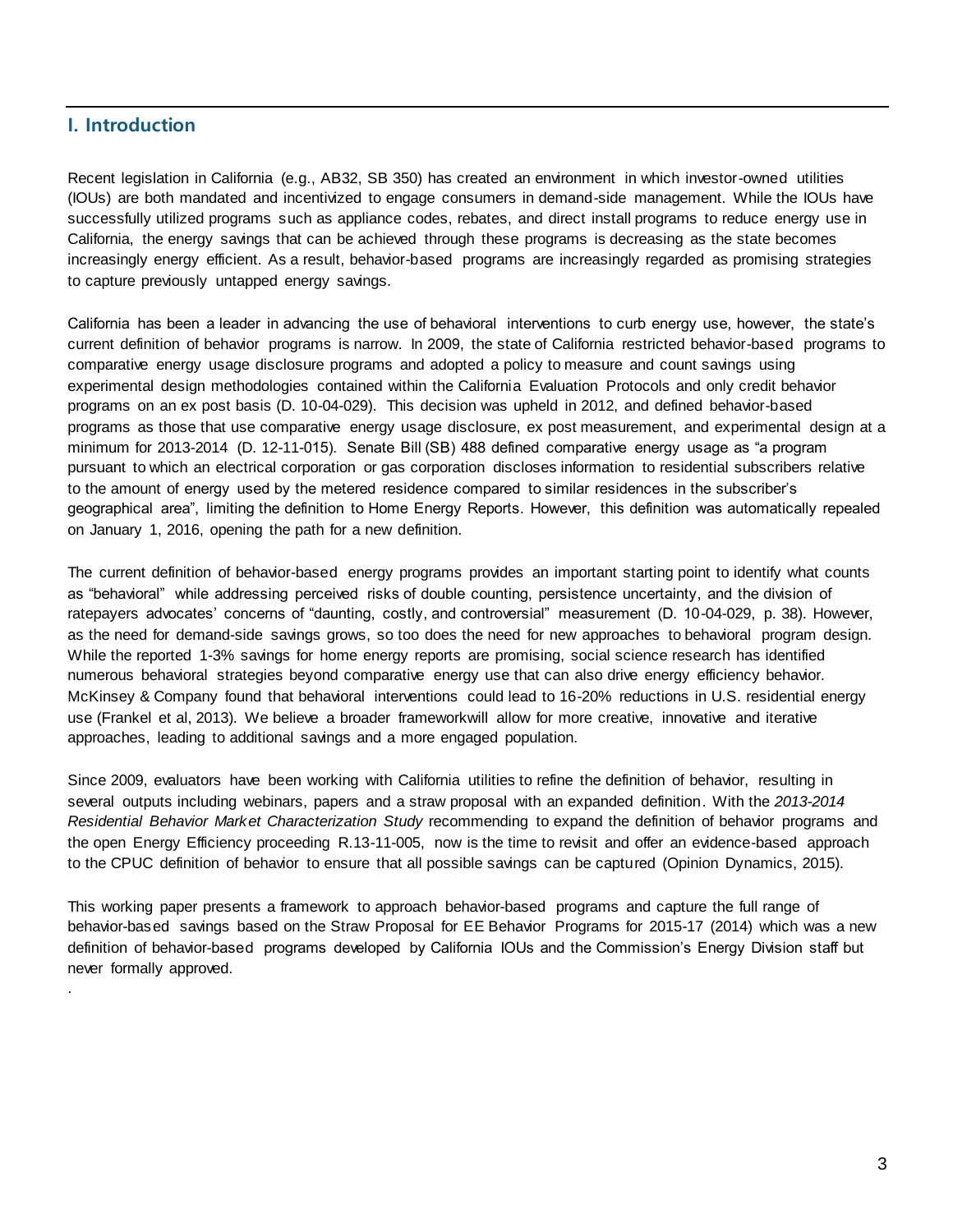## I. Introduction

Recent legislation in California (e.g., AB32, SB 350) has created an environment in which investor-owned utilities (IOUs) are both mandated and incentivized to engage consumers in demand-side management. While the IOUs have successfully utilized programs such as appliance codes, rebates, and direct install programs to reduce energy use in California, the energy savings that can be achieved through these programs is decreasing as the state becomes increasingly energy efficient. As a result, behavior-based programs are increasingly regarded as promising strategies to capture previously untapped energy savings.

California has been a leader in advancing the use of behavioral interventions to curb energy use, however, the state's current definition of behavior programs is narrow. In 2009, the state of California restricted behavior-based programs to comparative energy usage disclosure programs and adopted a policy to measure and count savings using experimental design methodologies contained within the California Evaluation Protocols and only credit behavior programs on an ex post basis (D. 10-04-029). This decision was upheld in 2012, and defined behavior-based programs as those that use comparative energy usage disclosure, ex post measurement, and experimental design at a minimum for 2013-2014 (D. 12-11-015). Senate Bill (SB) 488 defined comparative energy usage as "a program pursuant to which an electrical corporation or gas corporation discloses information to residential subscribers relative to the amount of energy used by the metered residence compared to similar residences in the subscriber's geographical area", limiting the definition to Home Energy Reports. However, this definition was automatically repealed on January 1, 2016, opening the path for a new definition.

The current definition of behavior-based energy programs provides an important starting point to identify what counts as "behavioral" while addressing perceived risks of double counting, persistence uncertainty, and the division of ratepayers advocates' concerns of "daunting, costly, and controversial" measurement (D. 10-04-029, p. 38). However, as the need for demand-side savings grows, so too does the need for new approaches to behavioral program design. While the reported 1-3% savings for home energy reports are promising, social science research has identified numerous behavioral strategies beyond comparative energy use that can also drive energy efficiency behavior. McKinsey & Company found that behavioral interventions could lead to 16-20% reductions in U.S. residential energy use (Frankel et al, 2013). We believe a broader frameworkwill allow for more creative, innovative and iterative approaches, leading to additional savings and a more engaged population.

Since 2009, evaluators have been working with California utilities to refine the definition of behavior, resulting in several outputs including webinars, papers and a straw proposal with an expanded definition. With the *2013-2014 Residential Behavior Market Characterization Study* recommending to expand the definition of behavior programs and the open Energy Efficiency proceeding R.13-11-005, now is the time to revisit and offer an evidence-based approach to the CPUC definition of behavior to ensure that all possible savings can be captured (Opinion Dynamics, 2015).

This working paper presents a framework to approach behavior-based programs and capture the full range of behavior-based savings based on the Straw Proposal for EE Behavior Programs for 2015-17 (2014) which was a new definition of behavior-based programs developed by California IOUs and the Commission's Energy Division staff but never formally approved.

.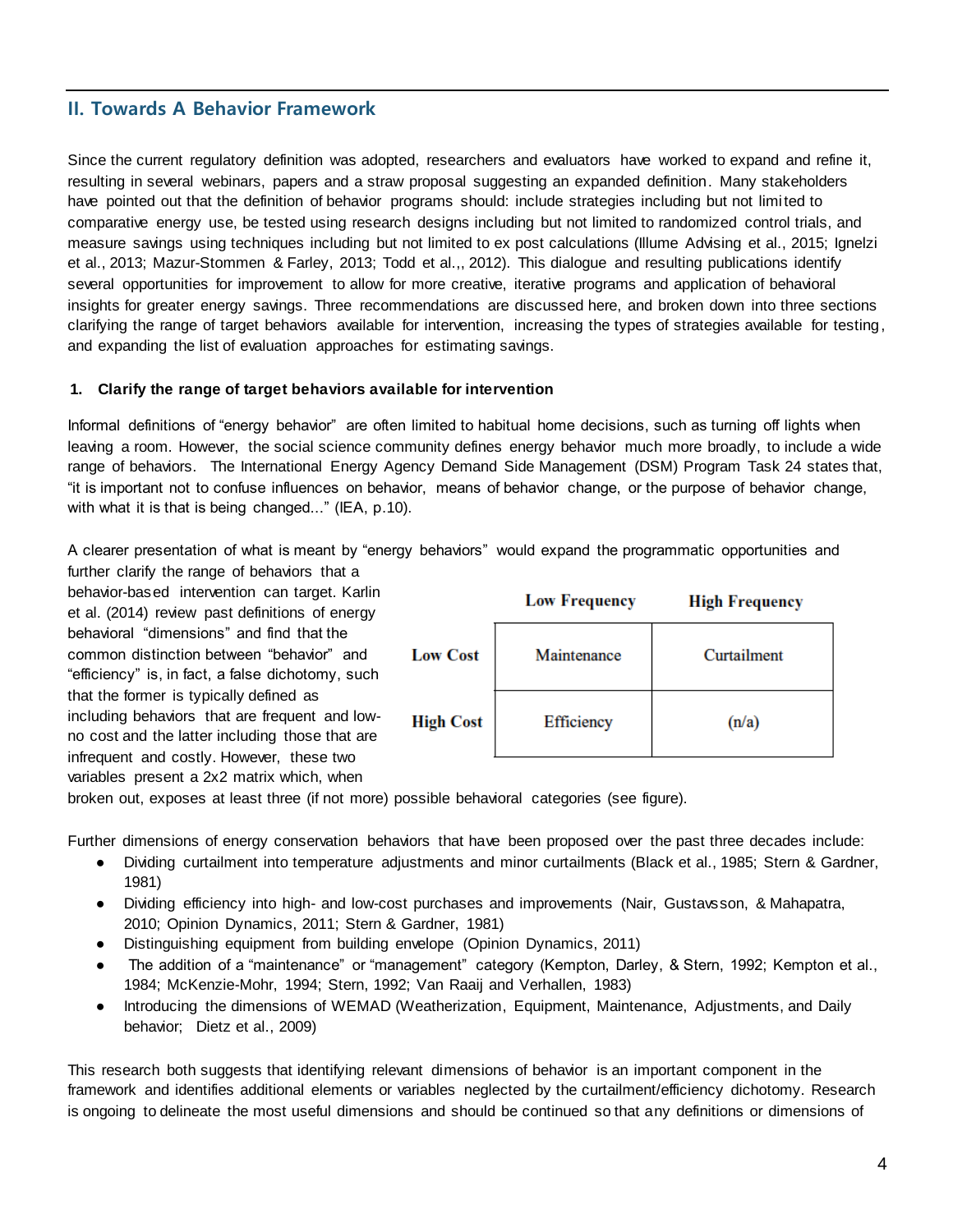## II. Towards A Behavior Framework

Since the current regulatory definition was adopted, researchers and evaluators have worked to expand and refine it, resulting in several webinars, papers and a straw proposal suggesting an expanded definition. Many stakeholders have pointed out that the definition of behavior programs should: include strategies including but not limited to comparative energy use, be tested using research designs including but not limited to randomized control trials, and measure savings using techniques including but not limited to ex post calculations (Illume Advising et al., 2015; Ignelzi et al., 2013; Mazur-Stommen & Farley, 2013; Todd et al.,, 2012). This dialogue and resulting publications identify several opportunities for improvement to allow for more creative, iterative programs and application of behavioral insights for greater energy savings. Three recommendations are discussed here, and broken down into three sections clarifying the range of target behaviors available for intervention, increasing the types of strategies available for testing, and expanding the list of evaluation approaches for estimating savings.

### 1. Clarify the range of target behaviors available for intervention

Informal definitions of "energy behavior" are often limited to habitual home decisions, such as turning off lights when leaving a room. However, the social science community defines energy behavior much more broadly, to include a wide range of behaviors. The International Energy Agency Demand Side Management (DSM) Program Task 24 states that, "it is important not to confuse influences on behavior, means of behavior change, or the purpose of behavior change, with what it is that is being changed..." (IEA, p.10).

A clearer presentation of what is meant by "energy behaviors" would expand the programmatic opportunities and further clarify the range of behaviors that a behavior-based intervention can target. Karlin et al. (2014) review past definitions of energy behavioral "dimensions" and find that the common distinction between "behavior" and "efficiency" is, in fact, a false dichotomy, such that the former is typically defined as including behaviors that are frequent and low-no cost and the latter including those that are infrequent and costly. However, these two variables present a 2x2 matrix which, when broken out, exposes at least three (if not more) possible behavioral categories (see figure).

| | Low Frequency | High Frequency |
|---|---|---|
| **Low Cost** | Maintenance | Curtailment |
| **High Cost** | Efficiency | (n/a) |

Further dimensions of energy conservation behaviors that have been proposed over the past three decades include:

- Dividing curtailment into temperature adjustments and minor curtailments (Black et al., 1985; Stern & Gardner, 1981)
- Dividing efficiency into high- and low-cost purchases and improvements (Nair, Gustavsson, & Mahapatra, 2010; Opinion Dynamics, 2011; Stern & Gardner, 1981)
- Distinguishing equipment from building envelope (Opinion Dynamics, 2011)
- The addition of a "maintenance" or "management" category (Kempton, Darley, & Stern, 1992; Kempton et al., 1984; McKenzie-Mohr, 1994; Stern, 1992; Van Raaij and Verhallen, 1983)
- Introducing the dimensions of WEMAD (Weatherization, Equipment, Maintenance, Adjustments, and Daily behavior; Dietz et al., 2009)

This research both suggests that identifying relevant dimensions of behavior is an important component in the framework and identifies additional elements or variables neglected by the curtailment/efficiency dichotomy. Research is ongoing to delineate the most useful dimensions and should be continued so that any definitions or dimensions of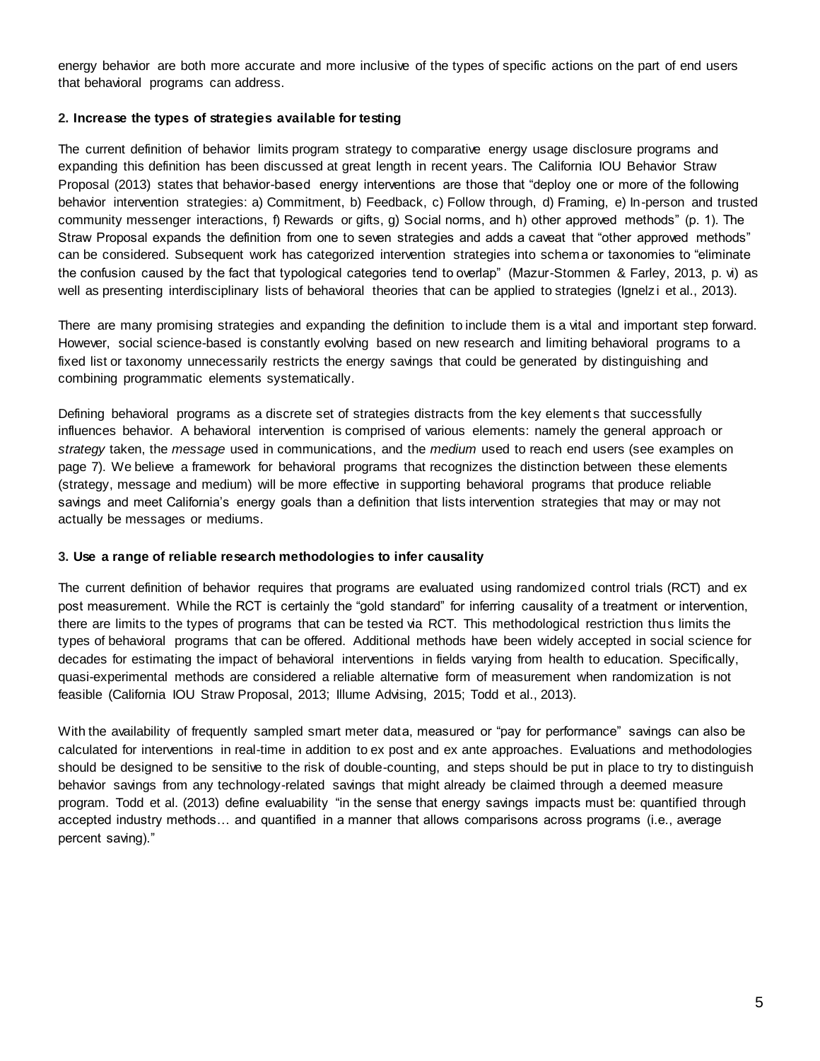energy behavior are both more accurate and more inclusive of the types of specific actions on the part of end users that behavioral programs can address.

**2. Increase the types of strategies available for testing**

The current definition of behavior limits program strategy to comparative energy usage disclosure programs and expanding this definition has been discussed at great length in recent years. The California IOU Behavior Straw Proposal (2013) states that behavior-based energy interventions are those that "deploy one or more of the following behavior intervention strategies: a) Commitment, b) Feedback, c) Follow through, d) Framing, e) In-person and trusted community messenger interactions, f) Rewards or gifts, g) Social norms, and h) other approved methods" (p. 1). The Straw Proposal expands the definition from one to seven strategies and adds a caveat that "other approved methods" can be considered. Subsequent work has categorized intervention strategies into schema or taxonomies to "eliminate the confusion caused by the fact that typological categories tend to overlap" (Mazur-Stommen & Farley, 2013, p. vi) as well as presenting interdisciplinary lists of behavioral theories that can be applied to strategies (Ignelzi et al., 2013).

There are many promising strategies and expanding the definition to include them is a vital and important step forward. However, social science-based is constantly evolving based on new research and limiting behavioral programs to a fixed list or taxonomy unnecessarily restricts the energy savings that could be generated by distinguishing and combining programmatic elements systematically.

Defining behavioral programs as a discrete set of strategies distracts from the key elements that successfully influences behavior. A behavioral intervention is comprised of various elements: namely the general approach or *strategy* taken, the *message* used in communications, and the *medium* used to reach end users (see examples on page 7). We believe a framework for behavioral programs that recognizes the distinction between these elements (strategy, message and medium) will be more effective in supporting behavioral programs that produce reliable savings and meet California's energy goals than a definition that lists intervention strategies that may or may not actually be messages or mediums.

**3. Use a range of reliable research methodologies to infer causality**

The current definition of behavior requires that programs are evaluated using randomized control trials (RCT) and ex post measurement. While the RCT is certainly the "gold standard" for inferring causality of a treatment or intervention, there are limits to the types of programs that can be tested via RCT. This methodological restriction thus limits the types of behavioral programs that can be offered. Additional methods have been widely accepted in social science for decades for estimating the impact of behavioral interventions in fields varying from health to education. Specifically, quasi-experimental methods are considered a reliable alternative form of measurement when randomization is not feasible (California IOU Straw Proposal, 2013; Illume Advising, 2015; Todd et al., 2013).

With the availability of frequently sampled smart meter data, measured or "pay for performance" savings can also be calculated for interventions in real-time in addition to ex post and ex ante approaches. Evaluations and methodologies should be designed to be sensitive to the risk of double-counting, and steps should be put in place to try to distinguish behavior savings from any technology-related savings that might already be claimed through a deemed measure program. Todd et al. (2013) define evaluability "in the sense that energy savings impacts must be: quantified through accepted industry methods… and quantified in a manner that allows comparisons across programs (i.e., average percent saving)."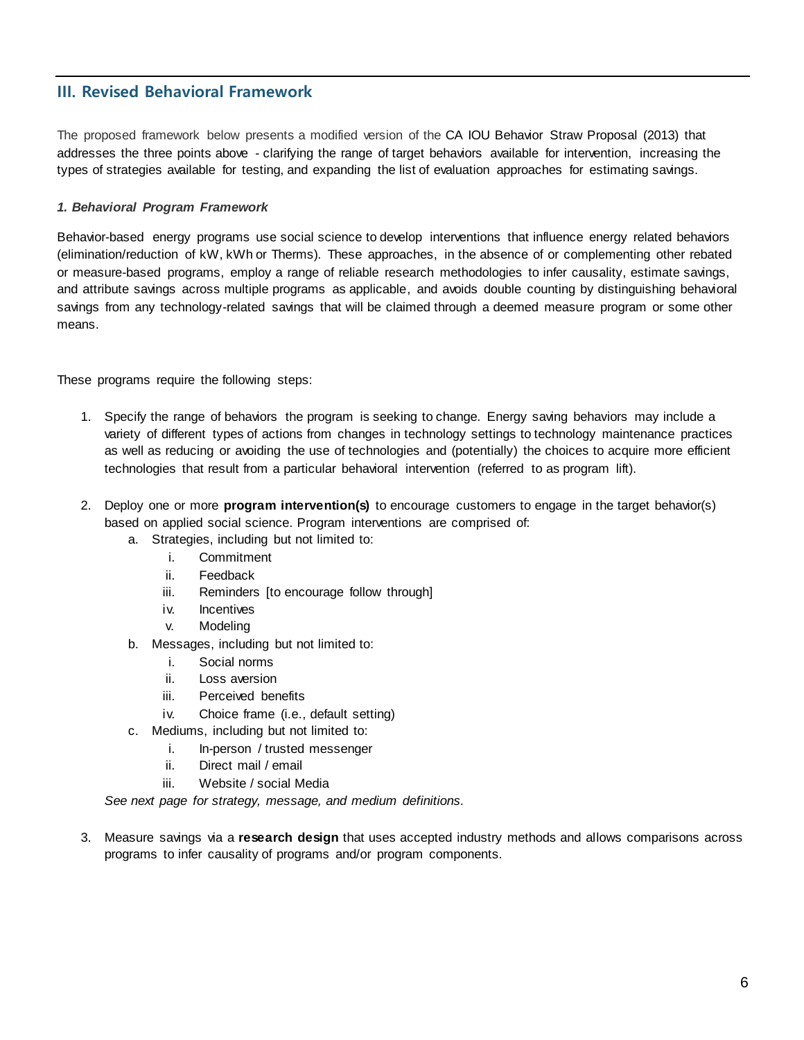## III. Revised Behavioral Framework

The proposed framework below presents a modified version of the CA IOU Behavior Straw Proposal (2013) that addresses the three points above - clarifying the range of target behaviors available for intervention, increasing the types of strategies available for testing, and expanding the list of evaluation approaches for estimating savings.

***1. Behavioral Program Framework***

Behavior-based energy programs use social science to develop interventions that influence energy related behaviors (elimination/reduction of kW, kWh or Therms). These approaches, in the absence of or complementing other rebated or measure-based programs, employ a range of reliable research methodologies to infer causality, estimate savings, and attribute savings across multiple programs as applicable, and avoids double counting by distinguishing behavioral savings from any technology-related savings that will be claimed through a deemed measure program or some other means.

These programs require the following steps:

1. Specify the range of behaviors the program is seeking to change. Energy saving behaviors may include a variety of different types of actions from changes in technology settings to technology maintenance practices as well as reducing or avoiding the use of technologies and (potentially) the choices to acquire more efficient technologies that result from a particular behavioral intervention (referred to as program lift).

2. Deploy one or more **program intervention(s)** to encourage customers to engage in the target behavior(s) based on applied social science. Program interventions are comprised of:
    a. Strategies, including but not limited to:
        i. Commitment
        ii. Feedback
        iii. Reminders [to encourage follow through]
        iv. Incentives
        v. Modeling
    b. Messages, including but not limited to:
        i. Social norms
        ii. Loss aversion
        iii. Perceived benefits
        iv. Choice frame (i.e., default setting)
    c. Mediums, including but not limited to:
        i. In-person / trusted messenger
        ii. Direct mail / email
        iii. Website / social Media

    *See next page for strategy, message, and medium definitions.*

3. Measure savings via a **research design** that uses accepted industry methods and allows comparisons across programs to infer causality of programs and/or program components.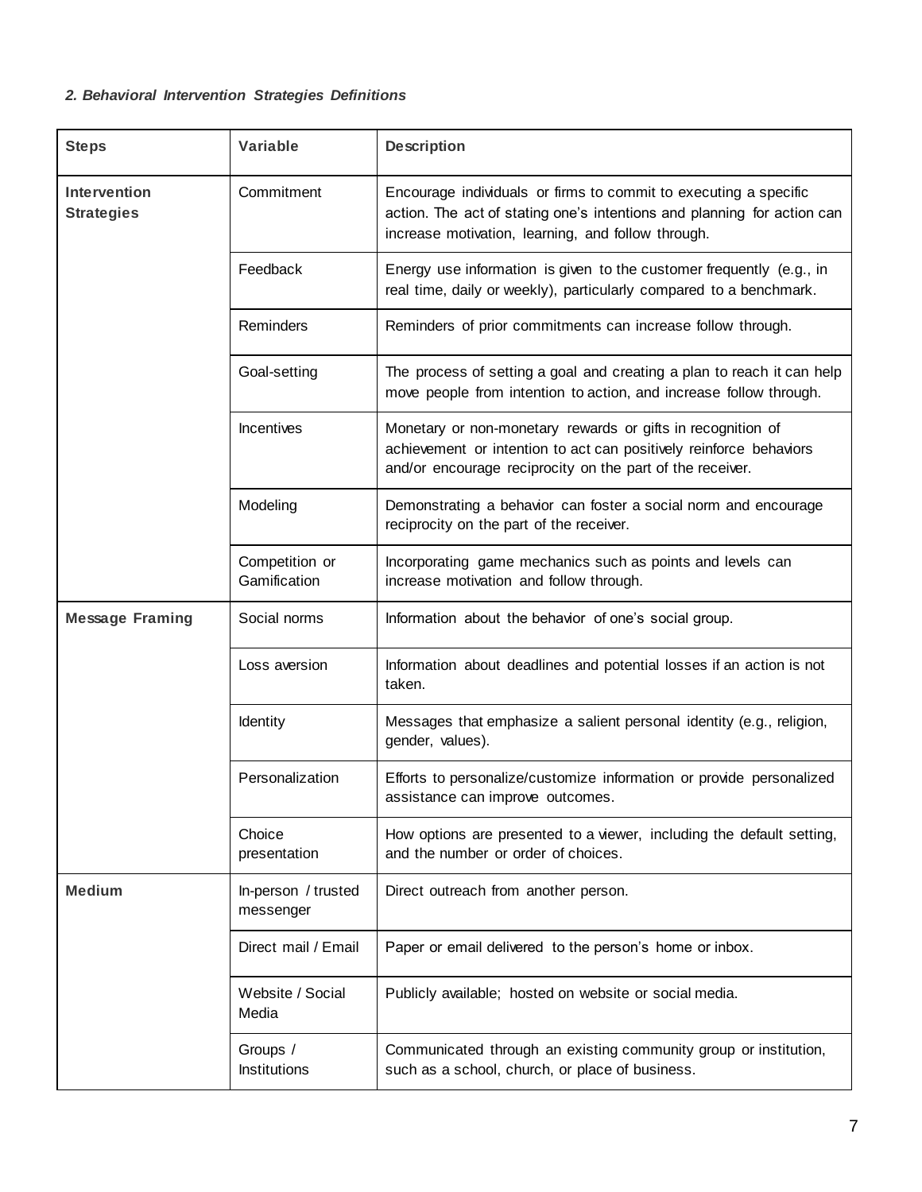*2. Behavioral Intervention Strategies Definitions*

| Steps | Variable | Description |
|---|---|---|
| **Intervention Strategies** | Commitment | Encourage individuals or firms to commit to executing a specific action. The act of stating one's intentions and planning for action can increase motivation, learning, and follow through. |
| | Feedback | Energy use information is given to the customer frequently (e.g., in real time, daily or weekly), particularly compared to a benchmark. |
| | Reminders | Reminders of prior commitments can increase follow through. |
| | Goal-setting | The process of setting a goal and creating a plan to reach it can help move people from intention to action, and increase follow through. |
| | Incentives | Monetary or non-monetary rewards or gifts in recognition of achievement or intention to act can positively reinforce behaviors and/or encourage reciprocity on the part of the receiver. |
| | Modeling | Demonstrating a behavior can foster a social norm and encourage reciprocity on the part of the receiver. |
| | Competition or Gamification | Incorporating game mechanics such as points and levels can increase motivation and follow through. |
| **Message Framing** | Social norms | Information about the behavior of one's social group. |
| | Loss aversion | Information about deadlines and potential losses if an action is not taken. |
| | Identity | Messages that emphasize a salient personal identity (e.g., religion, gender, values). |
| | Personalization | Efforts to personalize/customize information or provide personalized assistance can improve outcomes. |
| | Choice presentation | How options are presented to a viewer, including the default setting, and the number or order of choices. |
| **Medium** | In-person / trusted messenger | Direct outreach from another person. |
| | Direct mail / Email | Paper or email delivered to the person's home or inbox. |
| | Website / Social Media | Publicly available; hosted on website or social media. |
| | Groups / Institutions | Communicated through an existing community group or institution, such as a school, church, or place of business. |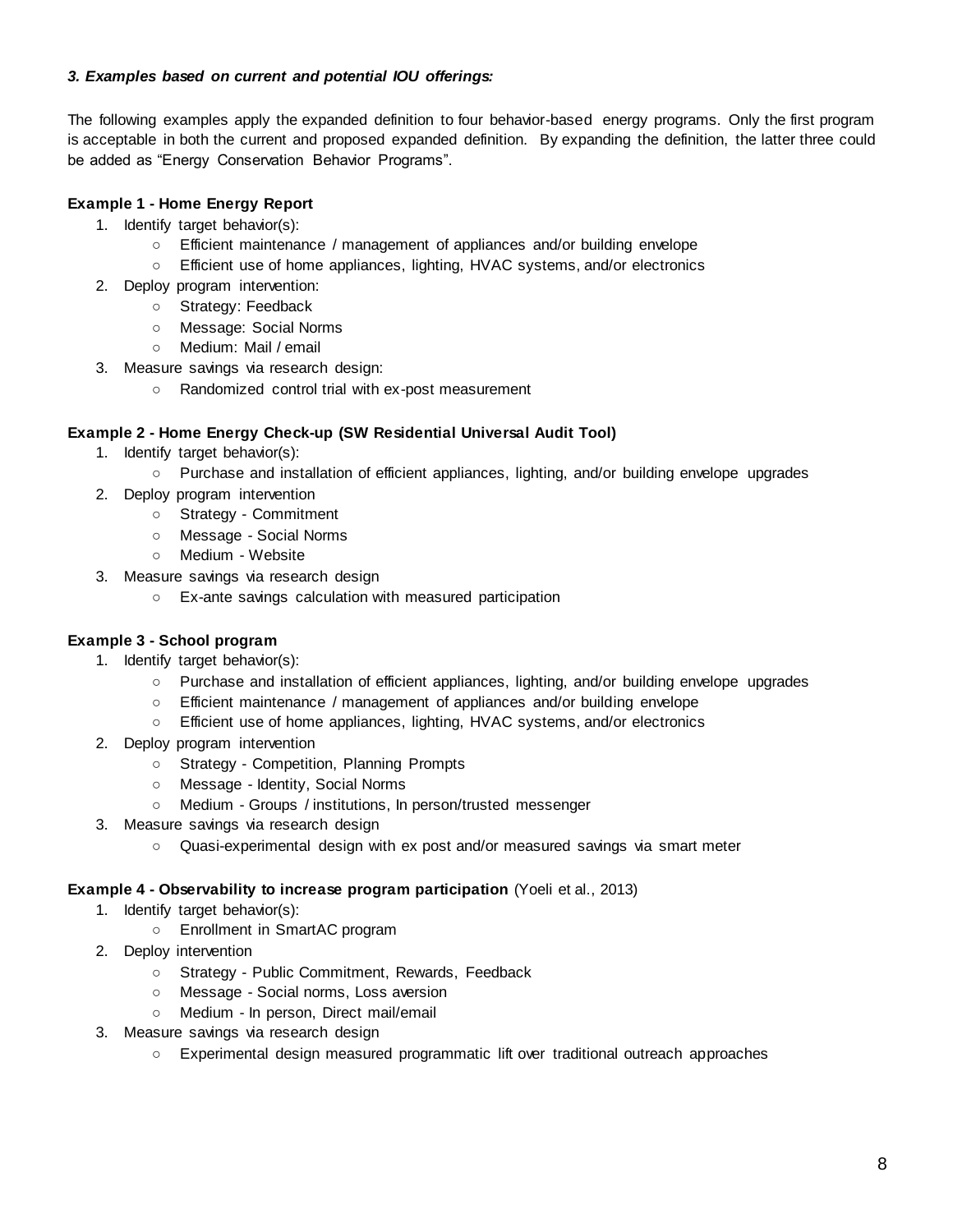***3. Examples based on current and potential IOU offerings:***

The following examples apply the expanded definition to four behavior-based energy programs. Only the first program is acceptable in both the current and proposed expanded definition. By expanding the definition, the latter three could be added as "Energy Conservation Behavior Programs".

**Example 1 - Home Energy Report**

1. Identify target behavior(s):
   - Efficient maintenance / management of appliances and/or building envelope
   - Efficient use of home appliances, lighting, HVAC systems, and/or electronics
2. Deploy program intervention:
   - Strategy: Feedback
   - Message: Social Norms
   - Medium: Mail / email
3. Measure savings via research design:
   - Randomized control trial with ex-post measurement

**Example 2 - Home Energy Check-up (SW Residential Universal Audit Tool)**

1. Identify target behavior(s):
   - Purchase and installation of efficient appliances, lighting, and/or building envelope upgrades
2. Deploy program intervention
   - Strategy - Commitment
   - Message - Social Norms
   - Medium - Website
3. Measure savings via research design
   - Ex-ante savings calculation with measured participation

**Example 3 - School program**

1. Identify target behavior(s):
   - Purchase and installation of efficient appliances, lighting, and/or building envelope upgrades
   - Efficient maintenance / management of appliances and/or building envelope
   - Efficient use of home appliances, lighting, HVAC systems, and/or electronics
2. Deploy program intervention
   - Strategy - Competition, Planning Prompts
   - Message - Identity, Social Norms
   - Medium - Groups / institutions, In person/trusted messenger
3. Measure savings via research design
   - Quasi-experimental design with ex post and/or measured savings via smart meter

**Example 4 - Observability to increase program participation** (Yoeli et al., 2013)

1. Identify target behavior(s):
   - Enrollment in SmartAC program
2. Deploy intervention
   - Strategy - Public Commitment, Rewards, Feedback
   - Message - Social norms, Loss aversion
   - Medium - In person, Direct mail/email
3. Measure savings via research design
   - Experimental design measured programmatic lift over traditional outreach approaches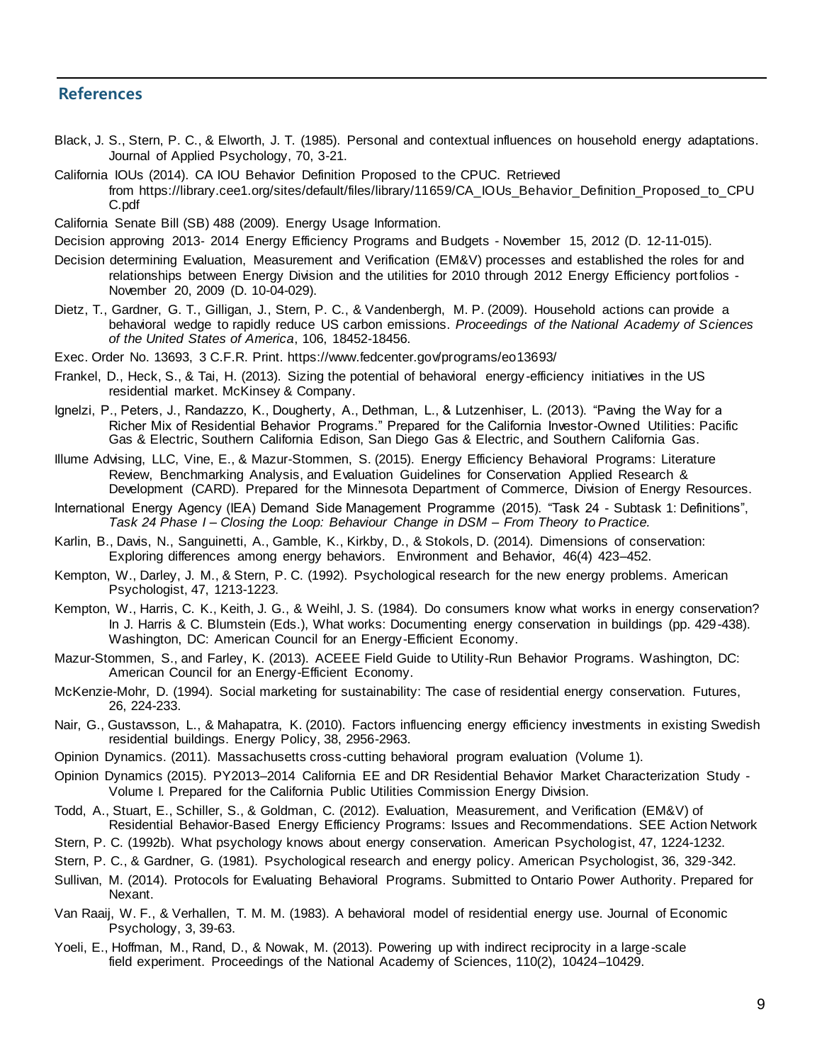## References

Black, J. S., Stern, P. C., & Elworth, J. T. (1985). Personal and contextual influences on household energy adaptations. Journal of Applied Psychology, 70, 3-21.

California IOUs (2014). CA IOU Behavior Definition Proposed to the CPUC. Retrieved from https://library.cee1.org/sites/default/files/library/11659/CA_IOUs_Behavior_Definition_Proposed_to_CPUC.pdf

California Senate Bill (SB) 488 (2009). Energy Usage Information.

Decision approving 2013- 2014 Energy Efficiency Programs and Budgets - November 15, 2012 (D. 12-11-015).

Decision determining Evaluation, Measurement and Verification (EM&V) processes and established the roles for and relationships between Energy Division and the utilities for 2010 through 2012 Energy Efficiency portfolios - November 20, 2009 (D. 10-04-029).

Dietz, T., Gardner, G. T., Gilligan, J., Stern, P. C., & Vandenbergh, M. P. (2009). Household actions can provide a behavioral wedge to rapidly reduce US carbon emissions. *Proceedings of the National Academy of Sciences of the United States of America*, 106, 18452-18456.

Exec. Order No. 13693, 3 C.F.R. Print. https://www.fedcenter.gov/programs/eo13693/

Frankel, D., Heck, S., & Tai, H. (2013). Sizing the potential of behavioral energy-efficiency initiatives in the US residential market. McKinsey & Company.

Ignelzi, P., Peters, J., Randazzo, K., Dougherty, A., Dethman, L., & Lutzenhiser, L. (2013). "Paving the Way for a Richer Mix of Residential Behavior Programs." Prepared for the California Investor-Owned Utilities: Pacific Gas & Electric, Southern California Edison, San Diego Gas & Electric, and Southern California Gas.

Illume Advising, LLC, Vine, E., & Mazur-Stommen, S. (2015). Energy Efficiency Behavioral Programs: Literature Review, Benchmarking Analysis, and Evaluation Guidelines for Conservation Applied Research & Development (CARD). Prepared for the Minnesota Department of Commerce, Division of Energy Resources.

International Energy Agency (IEA) Demand Side Management Programme (2015). "Task 24 - Subtask 1: Definitions", *Task 24 Phase I – Closing the Loop: Behaviour Change in DSM – From Theory to Practice.*

Karlin, B., Davis, N., Sanguinetti, A., Gamble, K., Kirkby, D., & Stokols, D. (2014). Dimensions of conservation: Exploring differences among energy behaviors. Environment and Behavior, 46(4) 423–452.

Kempton, W., Darley, J. M., & Stern, P. C. (1992). Psychological research for the new energy problems. American Psychologist, 47, 1213-1223.

Kempton, W., Harris, C. K., Keith, J. G., & Weihl, J. S. (1984). Do consumers know what works in energy conservation? In J. Harris & C. Blumstein (Eds.), What works: Documenting energy conservation in buildings (pp. 429-438). Washington, DC: American Council for an Energy-Efficient Economy.

Mazur-Stommen, S., and Farley, K. (2013). ACEEE Field Guide to Utility-Run Behavior Programs. Washington, DC: American Council for an Energy-Efficient Economy.

McKenzie-Mohr, D. (1994). Social marketing for sustainability: The case of residential energy conservation. Futures, 26, 224-233.

Nair, G., Gustavsson, L., & Mahapatra, K. (2010). Factors influencing energy efficiency investments in existing Swedish residential buildings. Energy Policy, 38, 2956-2963.

Opinion Dynamics. (2011). Massachusetts cross-cutting behavioral program evaluation (Volume 1).

Opinion Dynamics (2015). PY2013–2014 California EE and DR Residential Behavior Market Characterization Study - Volume I. Prepared for the California Public Utilities Commission Energy Division.

Todd, A., Stuart, E., Schiller, S., & Goldman, C. (2012). Evaluation, Measurement, and Verification (EM&V) of Residential Behavior-Based Energy Efficiency Programs: Issues and Recommendations. SEE Action Network

Stern, P. C. (1992b). What psychology knows about energy conservation. American Psychologist, 47, 1224-1232.

Stern, P. C., & Gardner, G. (1981). Psychological research and energy policy. American Psychologist, 36, 329-342.

Sullivan, M. (2014). Protocols for Evaluating Behavioral Programs. Submitted to Ontario Power Authority. Prepared for Nexant.

Van Raaij, W. F., & Verhallen, T. M. M. (1983). A behavioral model of residential energy use. Journal of Economic Psychology, 3, 39-63.

Yoeli, E., Hoffman, M., Rand, D., & Nowak, M. (2013). Powering up with indirect reciprocity in a large-scale field experiment. Proceedings of the National Academy of Sciences, 110(2), 10424–10429.